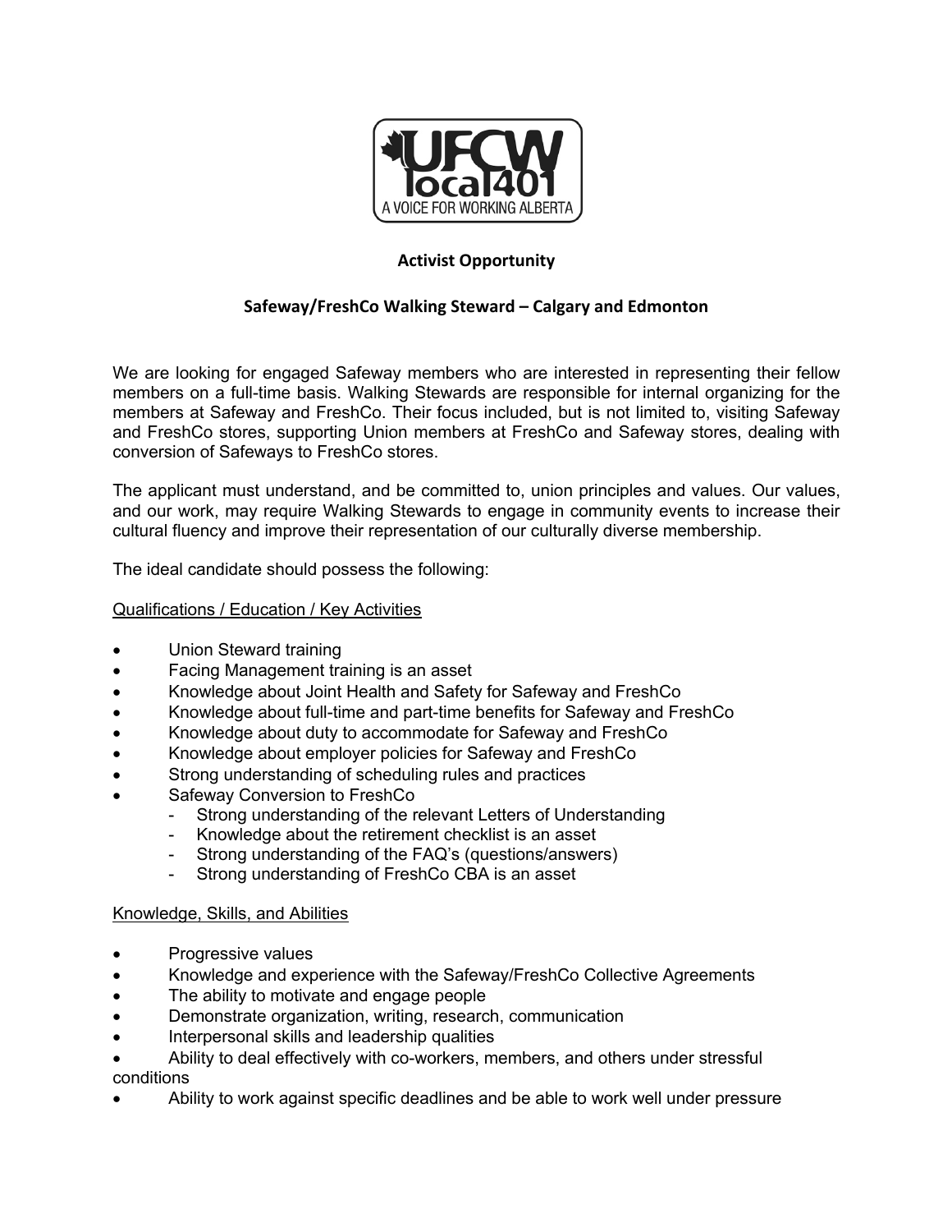UFCW local 401
A VOICE FOR WORKING ALBERTA

# Activist Opportunity

## Safeway/FreshCo Walking Steward – Calgary and Edmonton

We are looking for engaged Safeway members who are interested in representing their fellow members on a full-time basis. Walking Stewards are responsible for internal organizing for the members at Safeway and FreshCo. Their focus included, but is not limited to, visiting Safeway and FreshCo stores, supporting Union members at FreshCo and Safeway stores, dealing with conversion of Safeways to FreshCo stores.

The applicant must understand, and be committed to, union principles and values. Our values, and our work, may require Walking Stewards to engage in community events to increase their cultural fluency and improve their representation of our culturally diverse membership.

The ideal candidate should possess the following:

<u>Qualifications / Education / Key Activities</u>

- Union Steward training
- Facing Management training is an asset
- Knowledge about Joint Health and Safety for Safeway and FreshCo
- Knowledge about full-time and part-time benefits for Safeway and FreshCo
- Knowledge about duty to accommodate for Safeway and FreshCo
- Knowledge about employer policies for Safeway and FreshCo
- Strong understanding of scheduling rules and practices
- Safeway Conversion to FreshCo
  - Strong understanding of the relevant Letters of Understanding
  - Knowledge about the retirement checklist is an asset
  - Strong understanding of the FAQ's (questions/answers)
  - Strong understanding of FreshCo CBA is an asset

<u>Knowledge, Skills, and Abilities</u>

- Progressive values
- Knowledge and experience with the Safeway/FreshCo Collective Agreements
- The ability to motivate and engage people
- Demonstrate organization, writing, research, communication
- Interpersonal skills and leadership qualities
- Ability to deal effectively with co-workers, members, and others under stressful conditions
- Ability to work against specific deadlines and be able to work well under pressure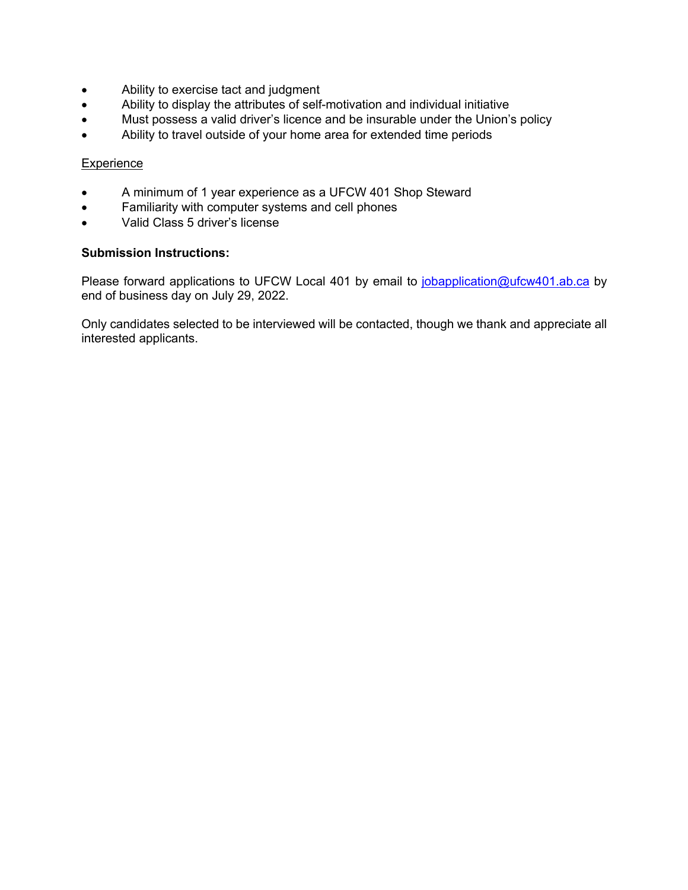- Ability to exercise tact and judgment
- Ability to display the attributes of self-motivation and individual initiative
- Must possess a valid driver's licence and be insurable under the Union's policy
- Ability to travel outside of your home area for extended time periods

<u>Experience</u>

- A minimum of 1 year experience as a UFCW 401 Shop Steward
- Familiarity with computer systems and cell phones
- Valid Class 5 driver's license

**Submission Instructions:**

Please forward applications to UFCW Local 401 by email to jobapplication@ufcw401.ab.ca by end of business day on July 29, 2022.

Only candidates selected to be interviewed will be contacted, though we thank and appreciate all interested applicants.